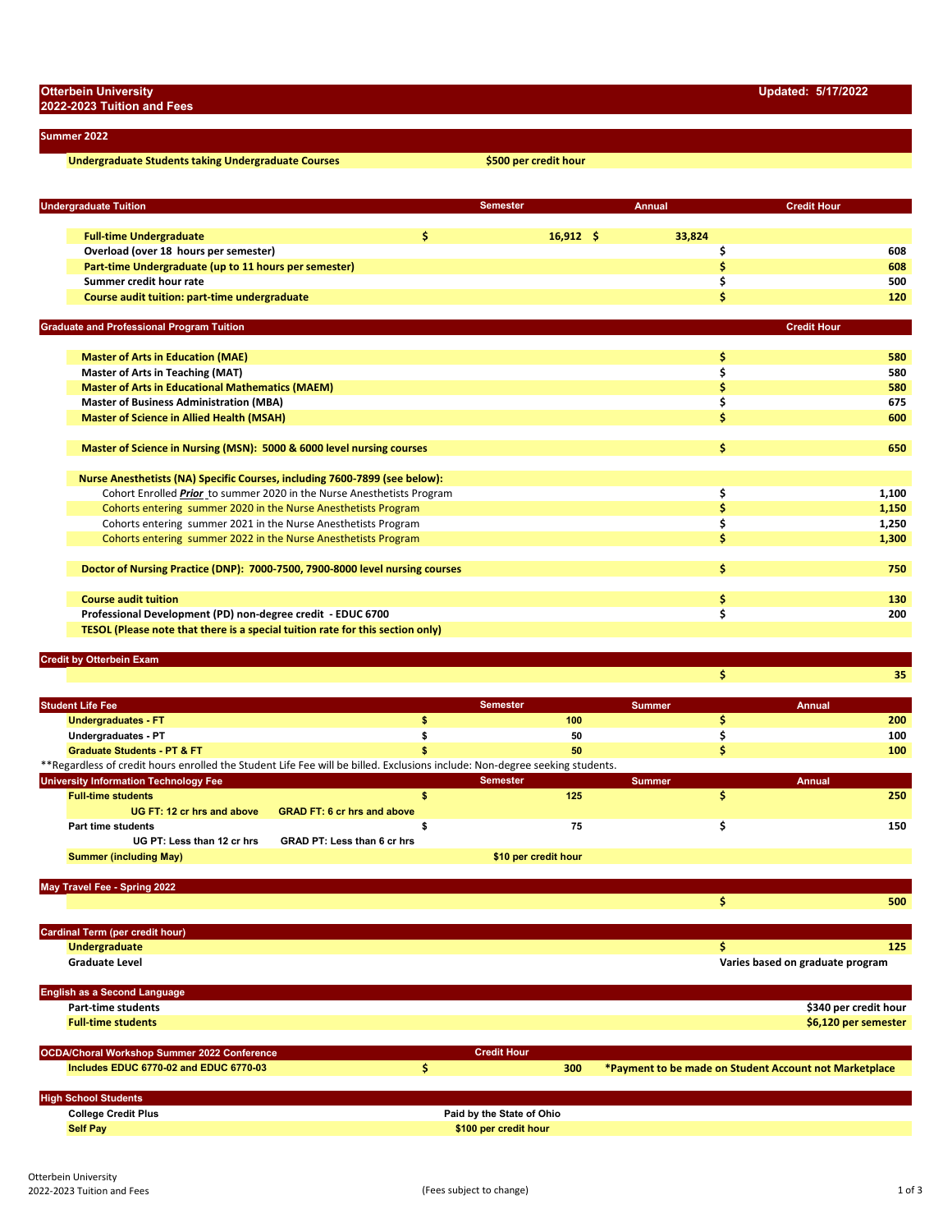# Otterbein University
## 2022-2023 Tuition and Fees

**Updated: 5/17/2022**

## Summer 2022

| | |
|---|---|
| **Undergraduate Students taking Undergraduate Courses** | **$500 per credit hour** |

## Undergraduate Tuition

| Undergraduate Tuition | Semester | Annual | Credit Hour |
|---|---|---|---|
| **Full-time Undergraduate** | $ 16,912 | $ 33,824 | |
| **Overload (over 18 hours per semester)** | | | $ 608 |
| **Part-time Undergraduate (up to 11 hours per semester)** | | | $ 608 |
| **Summer credit hour rate** | | | $ 500 |
| **Course audit tuition: part-time undergraduate** | | | $ 120 |

## Graduate and Professional Program Tuition

| Graduate and Professional Program Tuition | Credit Hour |
|---|---|
| **Master of Arts in Education (MAE)** | $ 580 |
| **Master of Arts in Teaching (MAT)** | $ 580 |
| **Master of Arts in Educational Mathematics (MAEM)** | $ 580 |
| **Master of Business Administration (MBA)** | $ 675 |
| **Master of Science in Allied Health (MSAH)** | $ 600 |
| **Master of Science in Nursing (MSN): 5000 & 6000 level nursing courses** | $ 650 |
| **Nurse Anesthetists (NA) Specific Courses, including 7600-7899 (see below):** | |
| Cohort Enrolled ***Prior*** to summer 2020 in the Nurse Anesthetists Program | $ 1,100 |
| Cohorts entering summer 2020 in the Nurse Anesthetists Program | $ 1,150 |
| Cohorts entering summer 2021 in the Nurse Anesthetists Program | $ 1,250 |
| Cohorts entering summer 2022 in the Nurse Anesthetists Program | $ 1,300 |
| **Doctor of Nursing Practice (DNP): 7000-7500, 7900-8000 level nursing courses** | $ 750 |
| **Course audit tuition** | $ 130 |
| **Professional Development (PD) non-degree credit - EDUC 6700** | $ 200 |
| **TESOL (Please note that there is a special tuition rate for this section only)** | |

## Credit by Otterbein Exam

| | |
|---|---|
| | $ 35 |

## Student Life Fee

| Student Life Fee | Semester | Summer | Annual |
|---|---|---|---|
| **Undergraduates - FT** | $ 100 | | $ 200 |
| **Undergraduates - PT** | $ 50 | | $ 100 |
| **Graduate Students - PT & FT** | $ 50 | | $ 100 |

**Regardless of credit hours enrolled the Student Life Fee will be billed. Exclusions include: Non-degree seeking students.

## University Information Technology Fee

| University Information Technology Fee | | Semester | Summer | Annual |
|---|---|---|---|---|
| **Full-time students** | | $ 125 | | $ 250 |
| **UG FT: 12 cr hrs and above** | **GRAD FT: 6 cr hrs and above** | | | |
| **Part time students** | | $ 75 | | $ 150 |
| **UG PT: Less than 12 cr hrs** | **GRAD PT: Less than 6 cr hrs** | | | |
| **Summer (including May)** | | **$10 per credit hour** | | |

## May Travel Fee - Spring 2022

| | |
|---|---|
| | $ 500 |

## Cardinal Term (per credit hour)

| | |
|---|---|
| **Undergraduate** | $ 125 |
| **Graduate Level** | **Varies based on graduate program** |

## English as a Second Language

| | |
|---|---|
| **Part-time students** | **$340 per credit hour** |
| **Full-time students** | **$6,120 per semester** |

## OCDA/Choral Workshop Summer 2022 Conference

| OCDA/Choral Workshop Summer 2022 Conference | Credit Hour | |
|---|---|---|
| **Includes EDUC 6770-02 and EDUC 6770-03** | $ 300 | ***Payment to be made on Student Account not Marketplace** |

## High School Students

| | |
|---|---|
| **College Credit Plus** | **Paid by the State of Ohio** |
| **Self Pay** | **$100 per credit hour** |

(Fees subject to change)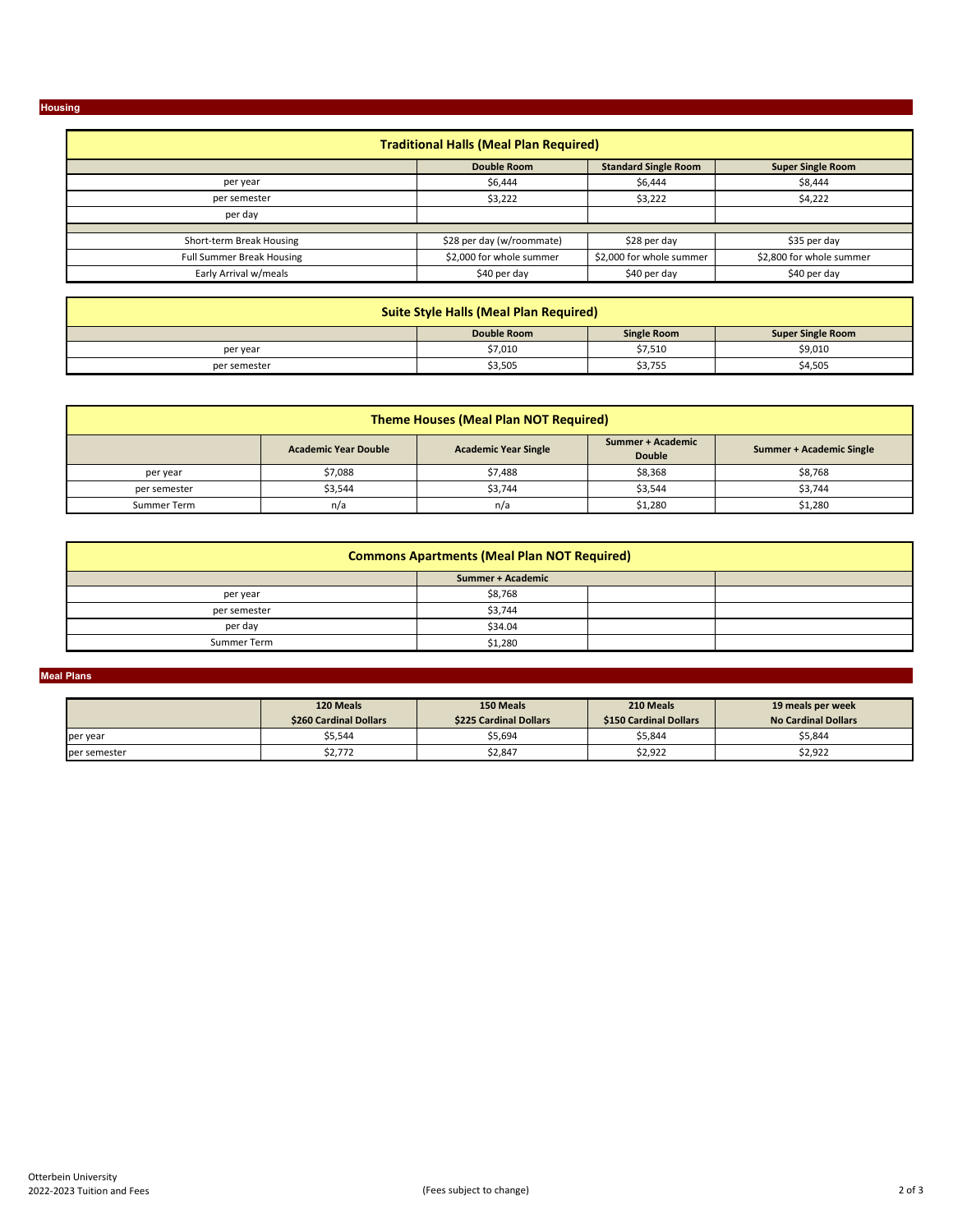## Housing

| Traditional Halls (Meal Plan Required) | | | |
|---|---|---|---|
| | Double Room | Standard Single Room | Super Single Room |
| per year | $6,444 | $6,444 | $8,444 |
| per semester | $3,222 | $3,222 | $4,222 |
| per day | | | |
| Short-term Break Housing | $28 per day (w/roommate) | $28 per day | $35 per day |
| Full Summer Break Housing | $2,000 for whole summer | $2,000 for whole summer | $2,800 for whole summer |
| Early Arrival w/meals | $40 per day | $40 per day | $40 per day |

| Suite Style Halls (Meal Plan Required) | | | |
|---|---|---|---|
| | Double Room | Single Room | Super Single Room |
| per year | $7,010 | $7,510 | $9,010 |
| per semester | $3,505 | $3,755 | $4,505 |

| Theme Houses (Meal Plan NOT Required) | | | | |
|---|---|---|---|---|
| | Academic Year Double | Academic Year Single | Summer + Academic Double | Summer + Academic Single |
| per year | $7,088 | $7,488 | $8,368 | $8,768 |
| per semester | $3,544 | $3,744 | $3,544 | $3,744 |
| Summer Term | n/a | n/a | $1,280 | $1,280 |

| Commons Apartments (Meal Plan NOT Required) | | | |
|---|---|---|---|
| | Summer + Academic | | |
| per year | $8,768 | | |
| per semester | $3,744 | | |
| per day | $34.04 | | |
| Summer Term | $1,280 | | |

## Meal Plans

| | 120 Meals $260 Cardinal Dollars | 150 Meals $225 Cardinal Dollars | 210 Meals $150 Cardinal Dollars | 19 meals per week No Cardinal Dollars |
|---|---|---|---|---|
| per year | $5,544 | $5,694 | $5,844 | $5,844 |
| per semester | $2,772 | $2,847 | $2,922 | $2,922 |

Otterbein University
2022-2023 Tuition and Fees

(Fees subject to change)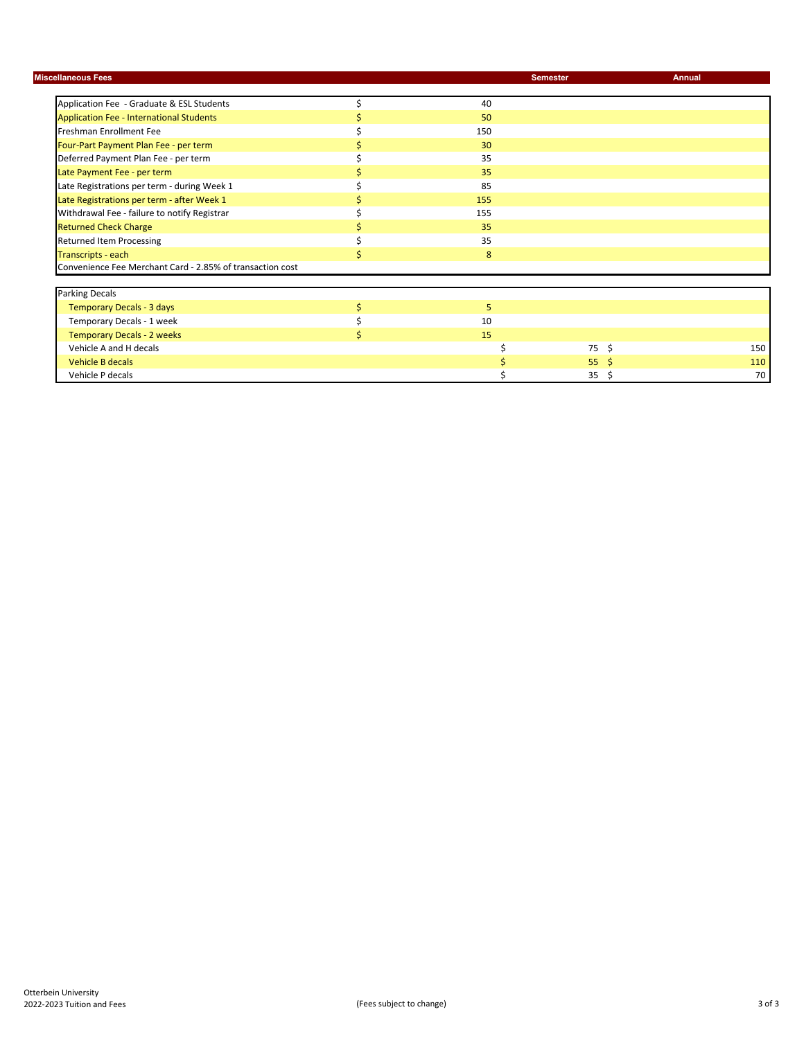| Miscellaneous Fees | | Semester | Annual |
|---|---|---|---|
| Application Fee - Graduate & ESL Students | $ 40 | | |
| Application Fee - International Students | $ 50 | | |
| Freshman Enrollment Fee | $ 150 | | |
| Four-Part Payment Plan Fee - per term | $ 30 | | |
| Deferred Payment Plan Fee - per term | $ 35 | | |
| Late Payment Fee - per term | $ 35 | | |
| Late Registrations per term - during Week 1 | $ 85 | | |
| Late Registrations per term - after Week 1 | $ 155 | | |
| Withdrawal Fee - failure to notify Registrar | $ 155 | | |
| Returned Check Charge | $ 35 | | |
| Returned Item Processing | $ 35 | | |
| Transcripts - each | $ 8 | | |
| Convenience Fee Merchant Card - 2.85% of transaction cost | | | |

| | | Semester | Annual |
|---|---|---|---|
| Parking Decals | | | |
| Temporary Decals - 3 days | $ 5 | | |
| Temporary Decals - 1 week | $ 10 | | |
| Temporary Decals - 2 weeks | $ 15 | | |
| Vehicle A and H decals | | $ 75 | $ 150 |
| Vehicle B decals | | $ 55 | $ 110 |
| Vehicle P decals | | $ 35 | $ 70 |

Otterbein University
2022-2023 Tuition and Fees

(Fees subject to change)